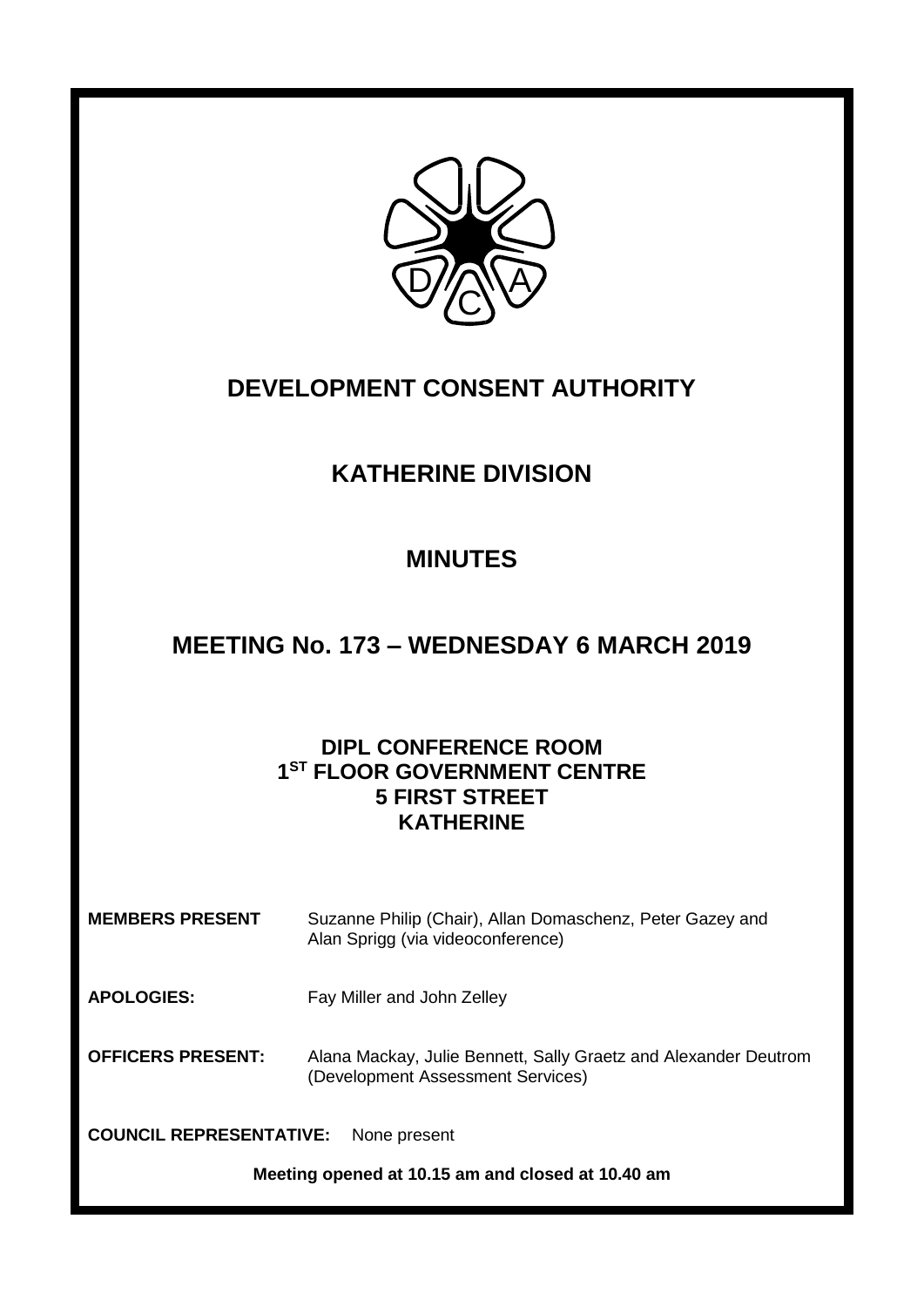# DEVELOPMENT CONSENT AUTHORITY

## KATHERINE DIVISION

## MINUTES

## MEETING No. 173 – WEDNESDAY 6 MARCH 2019

**DIPL CONFERENCE ROOM**
**1ST FLOOR GOVERNMENT CENTRE**
**5 FIRST STREET**
**KATHERINE**

**MEMBERS PRESENT** Suzanne Philip (Chair), Allan Domaschenz, Peter Gazey and Alan Sprigg (via videoconference)

**APOLOGIES:** Fay Miller and John Zelley

**OFFICERS PRESENT:** Alana Mackay, Julie Bennett, Sally Graetz and Alexander Deutrom (Development Assessment Services)

**COUNCIL REPRESENTATIVE:** None present

**Meeting opened at 10.15 am and closed at 10.40 am**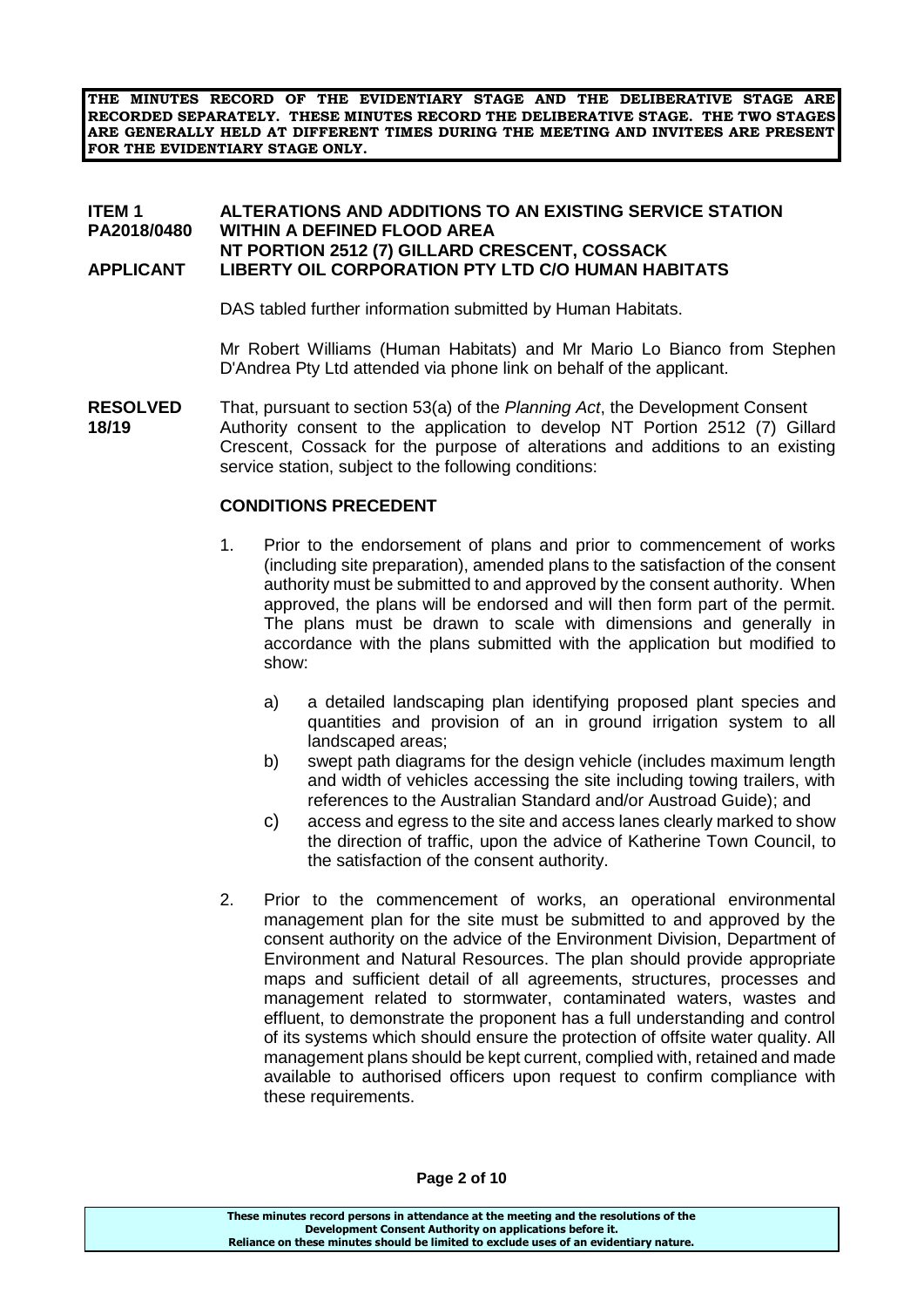**THE MINUTES RECORD OF THE EVIDENTIARY STAGE AND THE DELIBERATIVE STAGE ARE RECORDED SEPARATELY. THESE MINUTES RECORD THE DELIBERATIVE STAGE. THE TWO STAGES ARE GENERALLY HELD AT DIFFERENT TIMES DURING THE MEETING AND INVITEES ARE PRESENT FOR THE EVIDENTIARY STAGE ONLY.**

## ITEM 1 PA2018/0480 — ALTERATIONS AND ADDITIONS TO AN EXISTING SERVICE STATION WITHIN A DEFINED FLOOD AREA NT PORTION 2512 (7) GILLARD CRESCENT, COSSACK

**APPLICANT** LIBERTY OIL CORPORATION PTY LTD C/O HUMAN HABITATS

DAS tabled further information submitted by Human Habitats.

Mr Robert Williams (Human Habitats) and Mr Mario Lo Bianco from Stephen D'Andrea Pty Ltd attended via phone link on behalf of the applicant.

**RESOLVED 18/19**

That, pursuant to section 53(a) of the *Planning Act*, the Development Consent Authority consent to the application to develop NT Portion 2512 (7) Gillard Crescent, Cossack for the purpose of alterations and additions to an existing service station, subject to the following conditions:

### CONDITIONS PRECEDENT

1. Prior to the endorsement of plans and prior to commencement of works (including site preparation), amended plans to the satisfaction of the consent authority must be submitted to and approved by the consent authority. When approved, the plans will be endorsed and will then form part of the permit. The plans must be drawn to scale with dimensions and generally in accordance with the plans submitted with the application but modified to show:

   a) a detailed landscaping plan identifying proposed plant species and quantities and provision of an in ground irrigation system to all landscaped areas;

   b) swept path diagrams for the design vehicle (includes maximum length and width of vehicles accessing the site including towing trailers, with references to the Australian Standard and/or Austroad Guide); and

   c) access and egress to the site and access lanes clearly marked to show the direction of traffic, upon the advice of Katherine Town Council, to the satisfaction of the consent authority.

2. Prior to the commencement of works, an operational environmental management plan for the site must be submitted to and approved by the consent authority on the advice of the Environment Division, Department of Environment and Natural Resources. The plan should provide appropriate maps and sufficient detail of all agreements, structures, processes and management related to stormwater, contaminated waters, wastes and effluent, to demonstrate the proponent has a full understanding and control of its systems which should ensure the protection of offsite water quality. All management plans should be kept current, complied with, retained and made available to authorised officers upon request to confirm compliance with these requirements.

**These minutes record persons in attendance at the meeting and the resolutions of the Development Consent Authority on applications before it. Reliance on these minutes should be limited to exclude uses of an evidentiary nature.**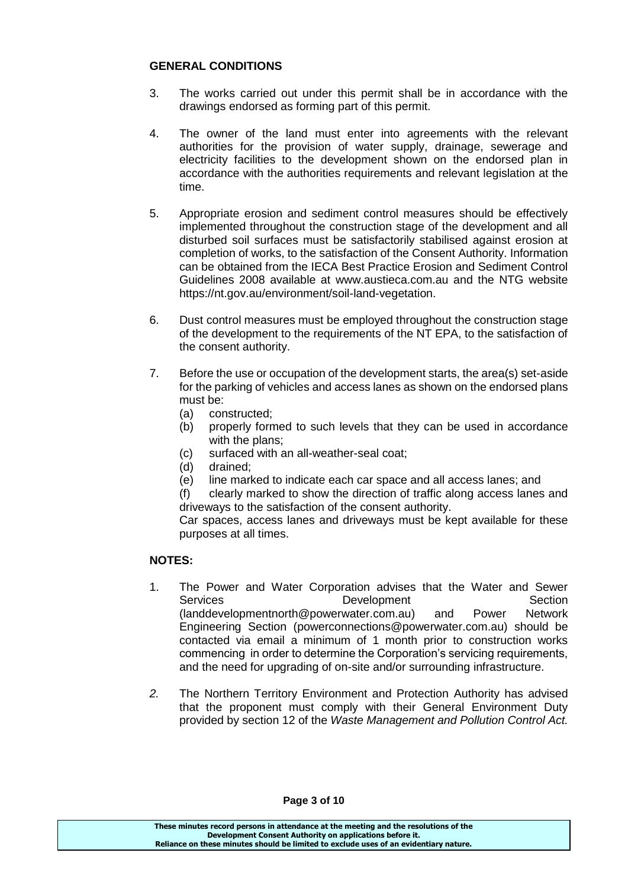**GENERAL CONDITIONS**

3. The works carried out under this permit shall be in accordance with the drawings endorsed as forming part of this permit.

4. The owner of the land must enter into agreements with the relevant authorities for the provision of water supply, drainage, sewerage and electricity facilities to the development shown on the endorsed plan in accordance with the authorities requirements and relevant legislation at the time.

5. Appropriate erosion and sediment control measures should be effectively implemented throughout the construction stage of the development and all disturbed soil surfaces must be satisfactorily stabilised against erosion at completion of works, to the satisfaction of the Consent Authority. Information can be obtained from the IECA Best Practice Erosion and Sediment Control Guidelines 2008 available at www.austieca.com.au and the NTG website https://nt.gov.au/environment/soil-land-vegetation.

6. Dust control measures must be employed throughout the construction stage of the development to the requirements of the NT EPA, to the satisfaction of the consent authority.

7. Before the use or occupation of the development starts, the area(s) set-aside for the parking of vehicles and access lanes as shown on the endorsed plans must be:
   (a) constructed;
   (b) properly formed to such levels that they can be used in accordance with the plans;
   (c) surfaced with an all-weather-seal coat;
   (d) drained;
   (e) line marked to indicate each car space and all access lanes; and
   (f) clearly marked to show the direction of traffic along access lanes and driveways to the satisfaction of the consent authority.

   Car spaces, access lanes and driveways must be kept available for these purposes at all times.

**NOTES:**

1. The Power and Water Corporation advises that the Water and Sewer Services Development Section (landdevelopmentnorth@powerwater.com.au) and Power Network Engineering Section (powerconnections@powerwater.com.au) should be contacted via email a minimum of 1 month prior to construction works commencing in order to determine the Corporation's servicing requirements, and the need for upgrading of on-site and/or surrounding infrastructure.

2. The Northern Territory Environment and Protection Authority has advised that the proponent must comply with their General Environment Duty provided by section 12 of the *Waste Management and Pollution Control Act.*

These minutes record persons in attendance at the meeting and the resolutions of the Development Consent Authority on applications before it.
Reliance on these minutes should be limited to exclude uses of an evidentiary nature.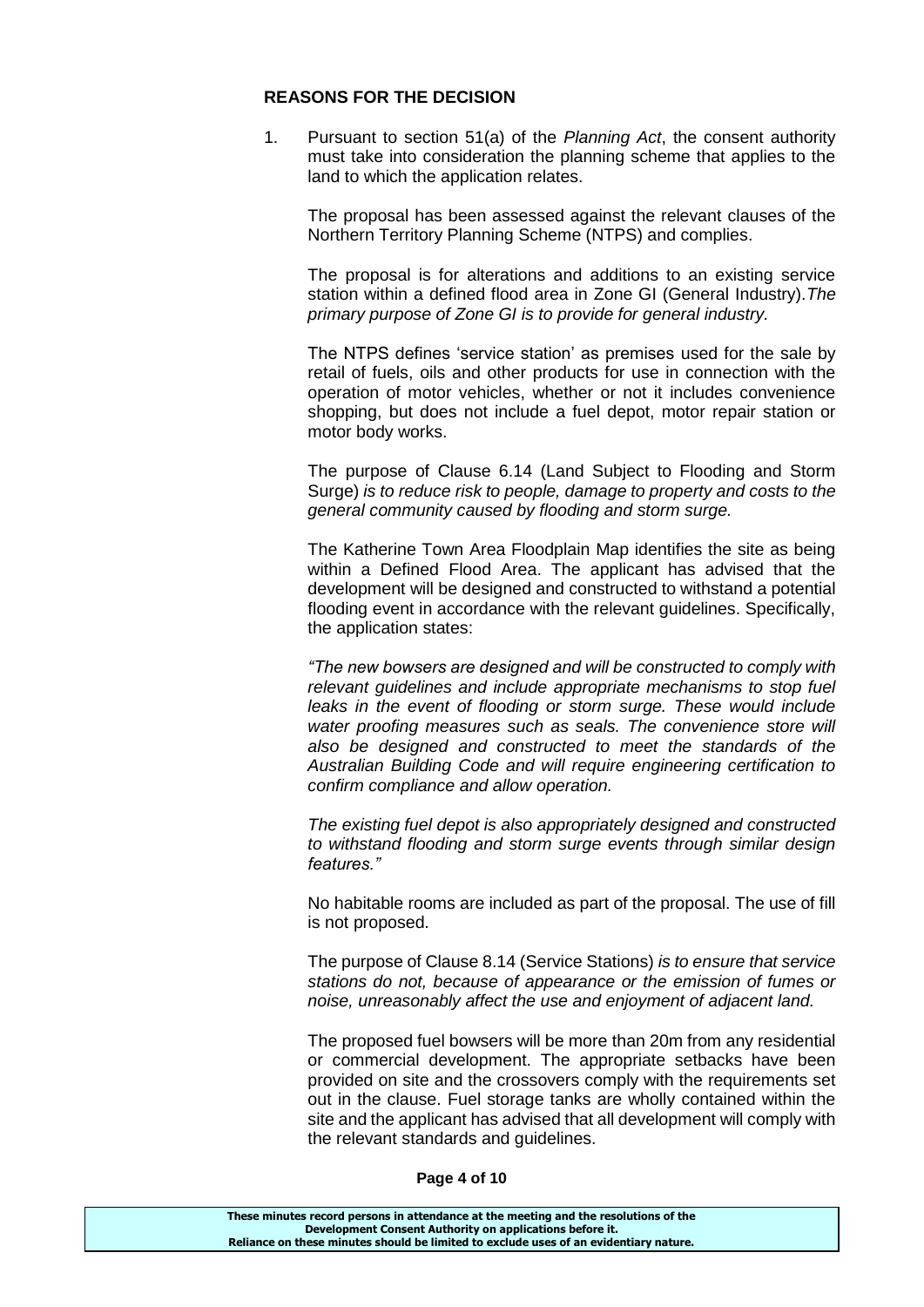**REASONS FOR THE DECISION**

1. Pursuant to section 51(a) of the *Planning Act*, the consent authority must take into consideration the planning scheme that applies to the land to which the application relates.

   The proposal has been assessed against the relevant clauses of the Northern Territory Planning Scheme (NTPS) and complies.

   The proposal is for alterations and additions to an existing service station within a defined flood area in Zone GI (General Industry). *The primary purpose of Zone GI is to provide for general industry.*

   The NTPS defines 'service station' as premises used for the sale by retail of fuels, oils and other products for use in connection with the operation of motor vehicles, whether or not it includes convenience shopping, but does not include a fuel depot, motor repair station or motor body works.

   The purpose of Clause 6.14 (Land Subject to Flooding and Storm Surge) *is to reduce risk to people, damage to property and costs to the general community caused by flooding and storm surge.*

   The Katherine Town Area Floodplain Map identifies the site as being within a Defined Flood Area. The applicant has advised that the development will be designed and constructed to withstand a potential flooding event in accordance with the relevant guidelines. Specifically, the application states:

   *"The new bowsers are designed and will be constructed to comply with relevant guidelines and include appropriate mechanisms to stop fuel leaks in the event of flooding or storm surge. These would include water proofing measures such as seals. The convenience store will also be designed and constructed to meet the standards of the Australian Building Code and will require engineering certification to confirm compliance and allow operation.*

   *The existing fuel depot is also appropriately designed and constructed to withstand flooding and storm surge events through similar design features."*

   No habitable rooms are included as part of the proposal. The use of fill is not proposed.

   The purpose of Clause 8.14 (Service Stations) *is to ensure that service stations do not, because of appearance or the emission of fumes or noise, unreasonably affect the use and enjoyment of adjacent land.*

   The proposed fuel bowsers will be more than 20m from any residential or commercial development. The appropriate setbacks have been provided on site and the crossovers comply with the requirements set out in the clause. Fuel storage tanks are wholly contained within the site and the applicant has advised that all development will comply with the relevant standards and guidelines.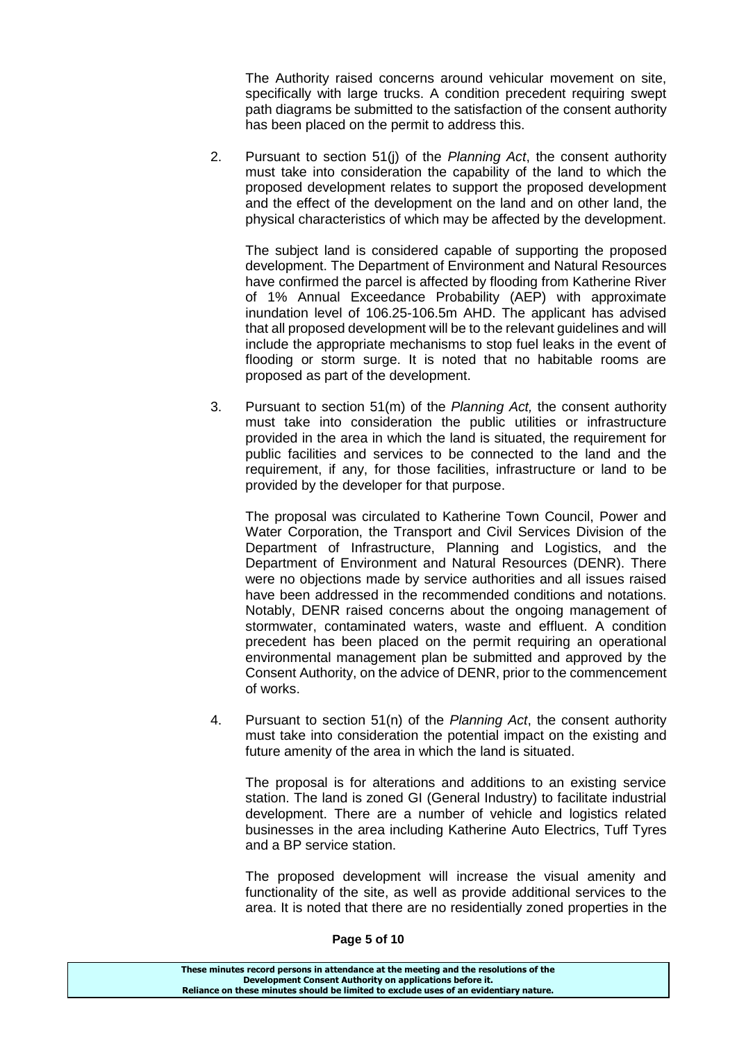The Authority raised concerns around vehicular movement on site, specifically with large trucks. A condition precedent requiring swept path diagrams be submitted to the satisfaction of the consent authority has been placed on the permit to address this.

2. Pursuant to section 51(j) of the *Planning Act*, the consent authority must take into consideration the capability of the land to which the proposed development relates to support the proposed development and the effect of the development on the land and on other land, the physical characteristics of which may be affected by the development.

   The subject land is considered capable of supporting the proposed development. The Department of Environment and Natural Resources have confirmed the parcel is affected by flooding from Katherine River of 1% Annual Exceedance Probability (AEP) with approximate inundation level of 106.25-106.5m AHD. The applicant has advised that all proposed development will be to the relevant guidelines and will include the appropriate mechanisms to stop fuel leaks in the event of flooding or storm surge. It is noted that no habitable rooms are proposed as part of the development.

3. Pursuant to section 51(m) of the *Planning Act,* the consent authority must take into consideration the public utilities or infrastructure provided in the area in which the land is situated, the requirement for public facilities and services to be connected to the land and the requirement, if any, for those facilities, infrastructure or land to be provided by the developer for that purpose.

   The proposal was circulated to Katherine Town Council, Power and Water Corporation, the Transport and Civil Services Division of the Department of Infrastructure, Planning and Logistics, and the Department of Environment and Natural Resources (DENR). There were no objections made by service authorities and all issues raised have been addressed in the recommended conditions and notations. Notably, DENR raised concerns about the ongoing management of stormwater, contaminated waters, waste and effluent. A condition precedent has been placed on the permit requiring an operational environmental management plan be submitted and approved by the Consent Authority, on the advice of DENR, prior to the commencement of works.

4. Pursuant to section 51(n) of the *Planning Act*, the consent authority must take into consideration the potential impact on the existing and future amenity of the area in which the land is situated.

   The proposal is for alterations and additions to an existing service station. The land is zoned GI (General Industry) to facilitate industrial development. There are a number of vehicle and logistics related businesses in the area including Katherine Auto Electrics, Tuff Tyres and a BP service station.

   The proposed development will increase the visual amenity and functionality of the site, as well as provide additional services to the area. It is noted that there are no residentially zoned properties in the

**These minutes record persons in attendance at the meeting and the resolutions of the Development Consent Authority on applications before it. Reliance on these minutes should be limited to exclude uses of an evidentiary nature.**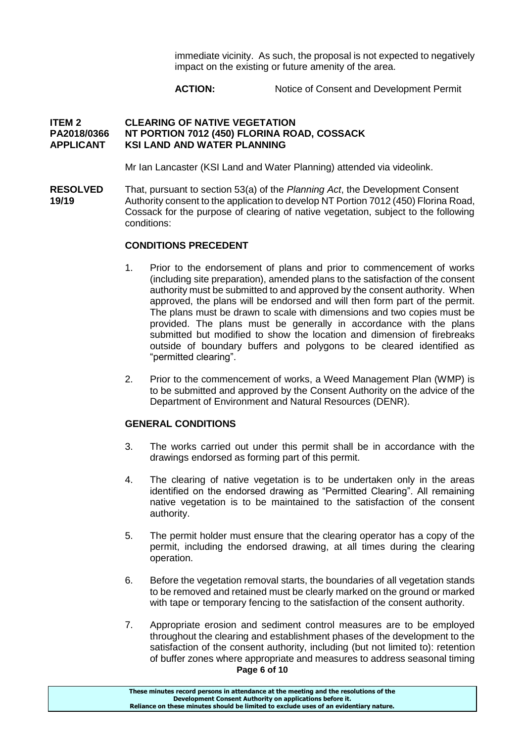immediate vicinity. As such, the proposal is not expected to negatively impact on the existing or future amenity of the area.

**ACTION:** Notice of Consent and Development Permit

**ITEM 2 CLEARING OF NATIVE VEGETATION**
**PA2018/0366 NT PORTION 7012 (450) FLORINA ROAD, COSSACK**
**APPLICANT KSI LAND AND WATER PLANNING**

Mr Ian Lancaster (KSI Land and Water Planning) attended via videolink.

**RESOLVED 19/19**

That, pursuant to section 53(a) of the *Planning Act*, the Development Consent Authority consent to the application to develop NT Portion 7012 (450) Florina Road, Cossack for the purpose of clearing of native vegetation, subject to the following conditions:

**CONDITIONS PRECEDENT**

1. Prior to the endorsement of plans and prior to commencement of works (including site preparation), amended plans to the satisfaction of the consent authority must be submitted to and approved by the consent authority. When approved, the plans will be endorsed and will then form part of the permit. The plans must be drawn to scale with dimensions and two copies must be provided. The plans must be generally in accordance with the plans submitted but modified to show the location and dimension of firebreaks outside of boundary buffers and polygons to be cleared identified as "permitted clearing".

2. Prior to the commencement of works, a Weed Management Plan (WMP) is to be submitted and approved by the Consent Authority on the advice of the Department of Environment and Natural Resources (DENR).

**GENERAL CONDITIONS**

3. The works carried out under this permit shall be in accordance with the drawings endorsed as forming part of this permit.

4. The clearing of native vegetation is to be undertaken only in the areas identified on the endorsed drawing as "Permitted Clearing". All remaining native vegetation is to be maintained to the satisfaction of the consent authority.

5. The permit holder must ensure that the clearing operator has a copy of the permit, including the endorsed drawing, at all times during the clearing operation.

6. Before the vegetation removal starts, the boundaries of all vegetation stands to be removed and retained must be clearly marked on the ground or marked with tape or temporary fencing to the satisfaction of the consent authority.

7. Appropriate erosion and sediment control measures are to be employed throughout the clearing and establishment phases of the development to the satisfaction of the consent authority, including (but not limited to): retention of buffer zones where appropriate and measures to address seasonal timing

These minutes record persons in attendance at the meeting and the resolutions of the Development Consent Authority on applications before it. Reliance on these minutes should be limited to exclude uses of an evidentiary nature.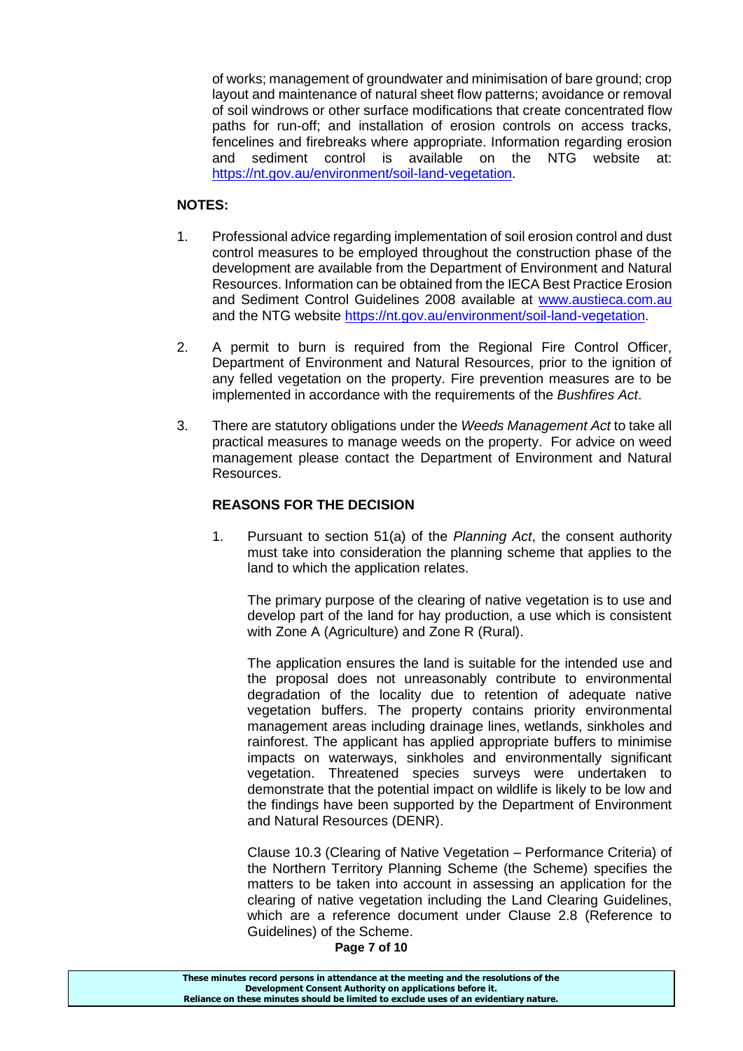of works; management of groundwater and minimisation of bare ground; crop layout and maintenance of natural sheet flow patterns; avoidance or removal of soil windrows or other surface modifications that create concentrated flow paths for run-off; and installation of erosion controls on access tracks, fencelines and firebreaks where appropriate. Information regarding erosion and sediment control is available on the NTG website at: https://nt.gov.au/environment/soil-land-vegetation.

**NOTES:**

1. Professional advice regarding implementation of soil erosion control and dust control measures to be employed throughout the construction phase of the development are available from the Department of Environment and Natural Resources. Information can be obtained from the IECA Best Practice Erosion and Sediment Control Guidelines 2008 available at www.austieca.com.au and the NTG website https://nt.gov.au/environment/soil-land-vegetation.

2. A permit to burn is required from the Regional Fire Control Officer, Department of Environment and Natural Resources, prior to the ignition of any felled vegetation on the property. Fire prevention measures are to be implemented in accordance with the requirements of the *Bushfires Act*.

3. There are statutory obligations under the *Weeds Management Act* to take all practical measures to manage weeds on the property. For advice on weed management please contact the Department of Environment and Natural Resources.

**REASONS FOR THE DECISION**

1. Pursuant to section 51(a) of the *Planning Act*, the consent authority must take into consideration the planning scheme that applies to the land to which the application relates.

   The primary purpose of the clearing of native vegetation is to use and develop part of the land for hay production, a use which is consistent with Zone A (Agriculture) and Zone R (Rural).

   The application ensures the land is suitable for the intended use and the proposal does not unreasonably contribute to environmental degradation of the locality due to retention of adequate native vegetation buffers. The property contains priority environmental management areas including drainage lines, wetlands, sinkholes and rainforest. The applicant has applied appropriate buffers to minimise impacts on waterways, sinkholes and environmentally significant vegetation. Threatened species surveys were undertaken to demonstrate that the potential impact on wildlife is likely to be low and the findings have been supported by the Department of Environment and Natural Resources (DENR).

   Clause 10.3 (Clearing of Native Vegetation – Performance Criteria) of the Northern Territory Planning Scheme (the Scheme) specifies the matters to be taken into account in assessing an application for the clearing of native vegetation including the Land Clearing Guidelines, which are a reference document under Clause 2.8 (Reference to Guidelines) of the Scheme.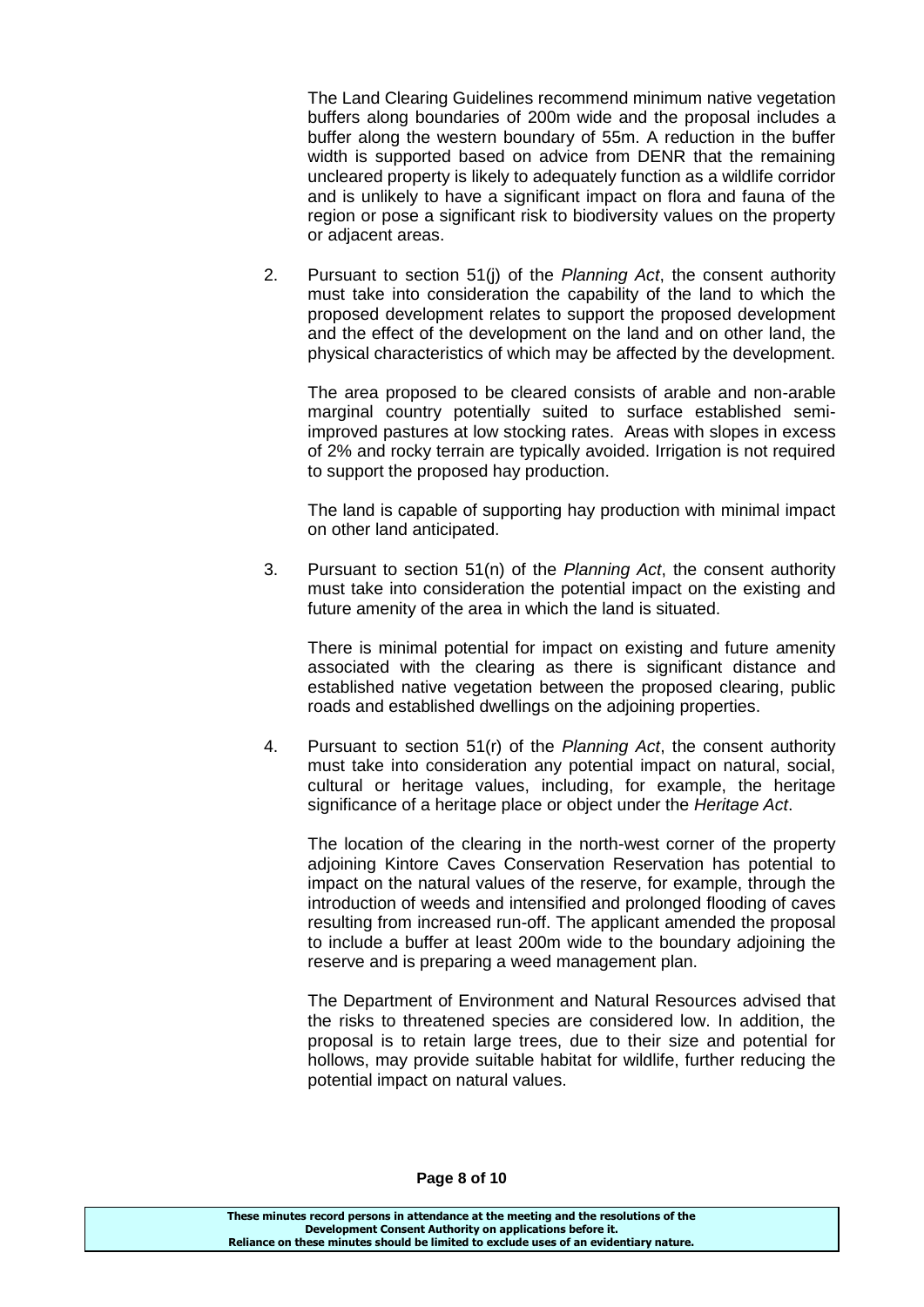The Land Clearing Guidelines recommend minimum native vegetation buffers along boundaries of 200m wide and the proposal includes a buffer along the western boundary of 55m. A reduction in the buffer width is supported based on advice from DENR that the remaining uncleared property is likely to adequately function as a wildlife corridor and is unlikely to have a significant impact on flora and fauna of the region or pose a significant risk to biodiversity values on the property or adjacent areas.

2. Pursuant to section 51(j) of the *Planning Act*, the consent authority must take into consideration the capability of the land to which the proposed development relates to support the proposed development and the effect of the development on the land and on other land, the physical characteristics of which may be affected by the development.

   The area proposed to be cleared consists of arable and non-arable marginal country potentially suited to surface established semi-improved pastures at low stocking rates. Areas with slopes in excess of 2% and rocky terrain are typically avoided. Irrigation is not required to support the proposed hay production.

   The land is capable of supporting hay production with minimal impact on other land anticipated.

3. Pursuant to section 51(n) of the *Planning Act*, the consent authority must take into consideration the potential impact on the existing and future amenity of the area in which the land is situated.

   There is minimal potential for impact on existing and future amenity associated with the clearing as there is significant distance and established native vegetation between the proposed clearing, public roads and established dwellings on the adjoining properties.

4. Pursuant to section 51(r) of the *Planning Act*, the consent authority must take into consideration any potential impact on natural, social, cultural or heritage values, including, for example, the heritage significance of a heritage place or object under the *Heritage Act*.

   The location of the clearing in the north-west corner of the property adjoining Kintore Caves Conservation Reservation has potential to impact on the natural values of the reserve, for example, through the introduction of weeds and intensified and prolonged flooding of caves resulting from increased run-off. The applicant amended the proposal to include a buffer at least 200m wide to the boundary adjoining the reserve and is preparing a weed management plan.

   The Department of Environment and Natural Resources advised that the risks to threatened species are considered low. In addition, the proposal is to retain large trees, due to their size and potential for hollows, may provide suitable habitat for wildlife, further reducing the potential impact on natural values.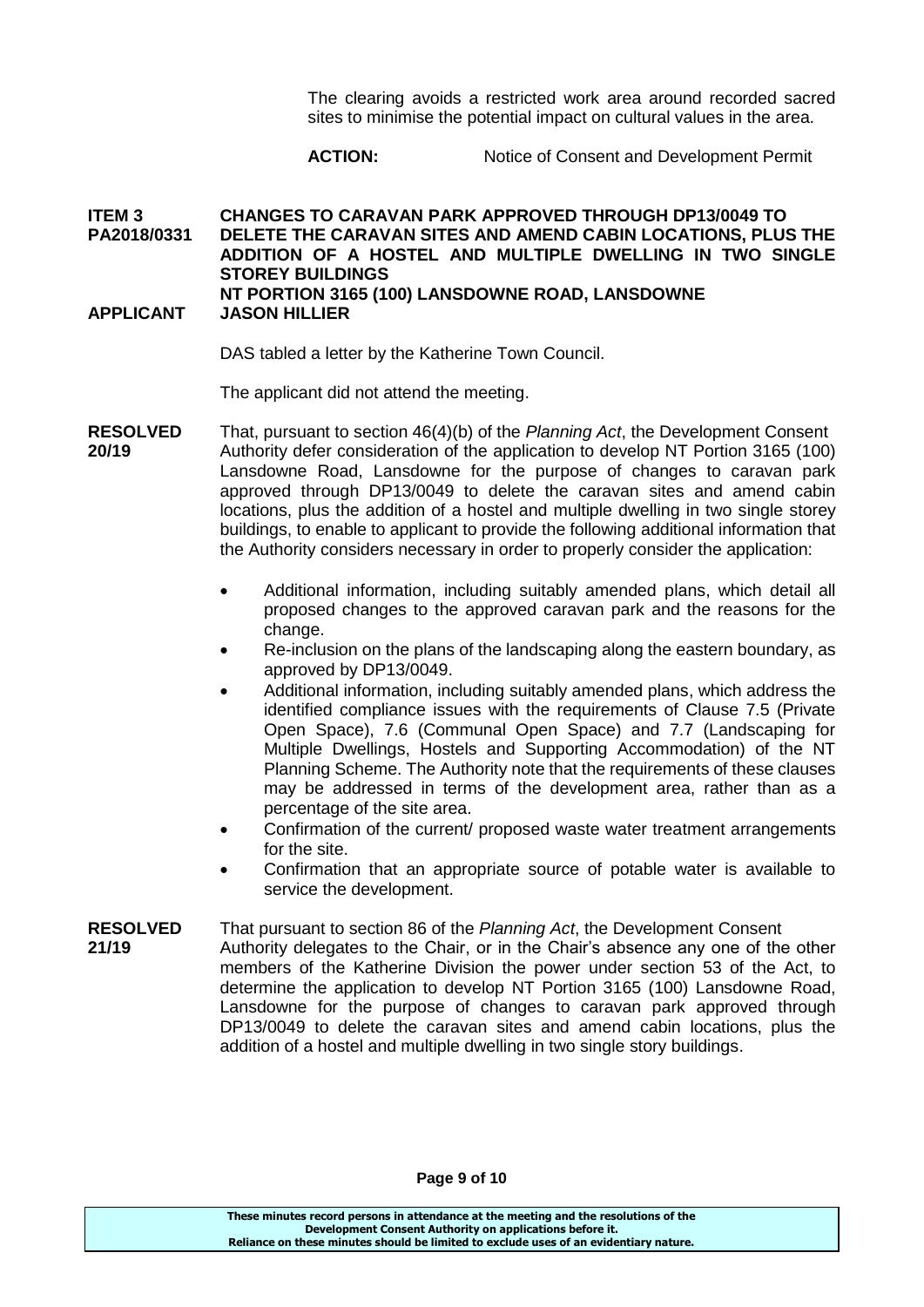The clearing avoids a restricted work area around recorded sacred sites to minimise the potential impact on cultural values in the area.

**ACTION:** Notice of Consent and Development Permit

**ITEM 3 PA2018/0331** **CHANGES TO CARAVAN PARK APPROVED THROUGH DP13/0049 TO DELETE THE CARAVAN SITES AND AMEND CABIN LOCATIONS, PLUS THE ADDITION OF A HOSTEL AND MULTIPLE DWELLING IN TWO SINGLE STOREY BUILDINGS**
**NT PORTION 3165 (100) LANSDOWNE ROAD, LANSDOWNE**
**APPLICANT** **JASON HILLIER**

DAS tabled a letter by the Katherine Town Council.

The applicant did not attend the meeting.

**RESOLVED 20/19** That, pursuant to section 46(4)(b) of the *Planning Act*, the Development Consent Authority defer consideration of the application to develop NT Portion 3165 (100) Lansdowne Road, Lansdowne for the purpose of changes to caravan park approved through DP13/0049 to delete the caravan sites and amend cabin locations, plus the addition of a hostel and multiple dwelling in two single storey buildings, to enable to applicant to provide the following additional information that the Authority considers necessary in order to properly consider the application:

- Additional information, including suitably amended plans, which detail all proposed changes to the approved caravan park and the reasons for the change.
- Re-inclusion on the plans of the landscaping along the eastern boundary, as approved by DP13/0049.
- Additional information, including suitably amended plans, which address the identified compliance issues with the requirements of Clause 7.5 (Private Open Space), 7.6 (Communal Open Space) and 7.7 (Landscaping for Multiple Dwellings, Hostels and Supporting Accommodation) of the NT Planning Scheme. The Authority note that the requirements of these clauses may be addressed in terms of the development area, rather than as a percentage of the site area.
- Confirmation of the current/ proposed waste water treatment arrangements for the site.
- Confirmation that an appropriate source of potable water is available to service the development.

**RESOLVED 21/19** That pursuant to section 86 of the *Planning Act*, the Development Consent Authority delegates to the Chair, or in the Chair's absence any one of the other members of the Katherine Division the power under section 53 of the Act, to determine the application to develop NT Portion 3165 (100) Lansdowne Road, Lansdowne for the purpose of changes to caravan park approved through DP13/0049 to delete the caravan sites and amend cabin locations, plus the addition of a hostel and multiple dwelling in two single story buildings.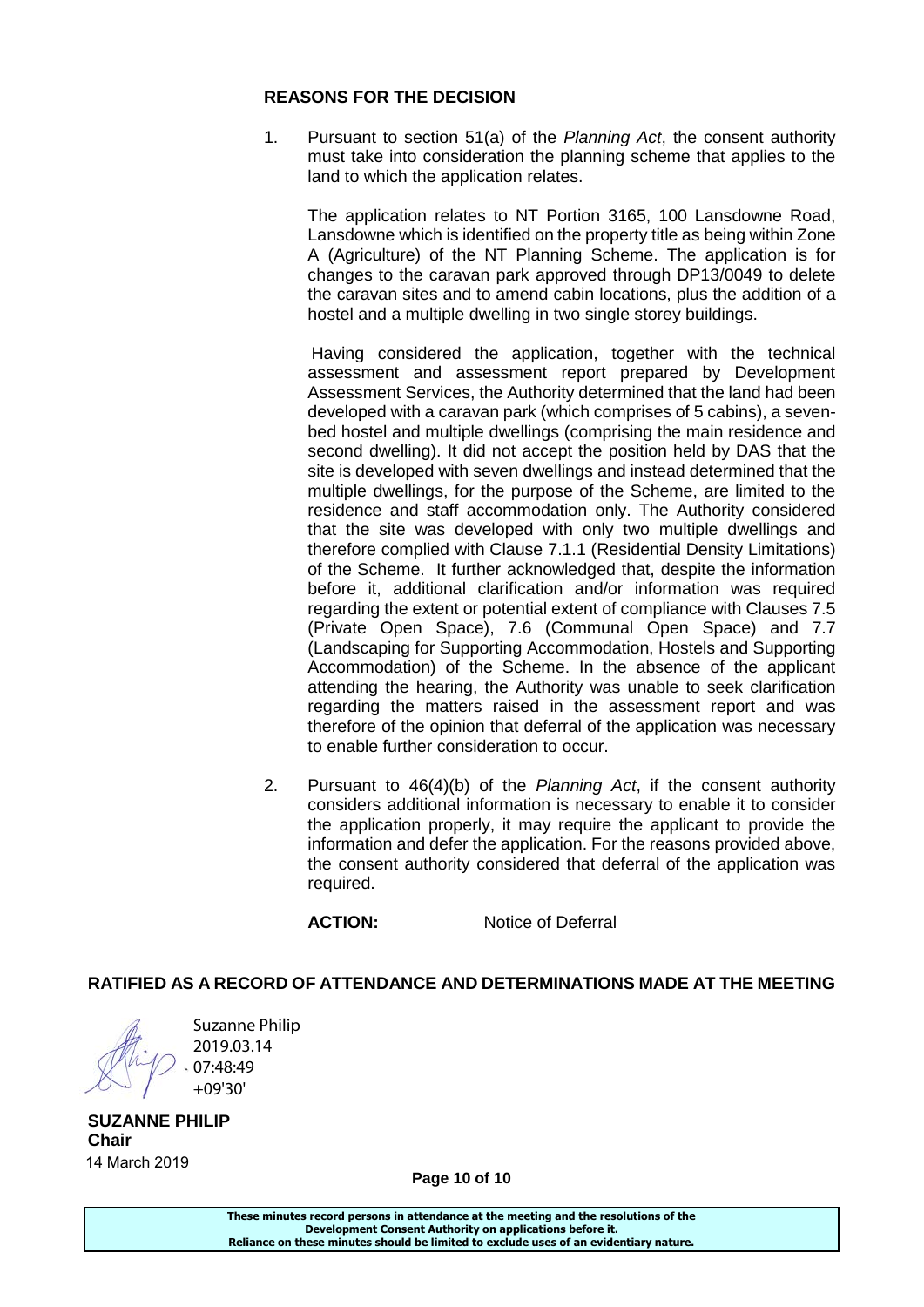**REASONS FOR THE DECISION**

1. Pursuant to section 51(a) of the *Planning Act*, the consent authority must take into consideration the planning scheme that applies to the land to which the application relates.

   The application relates to NT Portion 3165, 100 Lansdowne Road, Lansdowne which is identified on the property title as being within Zone A (Agriculture) of the NT Planning Scheme. The application is for changes to the caravan park approved through DP13/0049 to delete the caravan sites and to amend cabin locations, plus the addition of a hostel and a multiple dwelling in two single storey buildings.

   Having considered the application, together with the technical assessment and assessment report prepared by Development Assessment Services, the Authority determined that the land had been developed with a caravan park (which comprises of 5 cabins), a seven-bed hostel and multiple dwellings (comprising the main residence and second dwelling). It did not accept the position held by DAS that the site is developed with seven dwellings and instead determined that the multiple dwellings, for the purpose of the Scheme, are limited to the residence and staff accommodation only. The Authority considered that the site was developed with only two multiple dwellings and therefore complied with Clause 7.1.1 (Residential Density Limitations) of the Scheme. It further acknowledged that, despite the information before it, additional clarification and/or information was required regarding the extent or potential extent of compliance with Clauses 7.5 (Private Open Space), 7.6 (Communal Open Space) and 7.7 (Landscaping for Supporting Accommodation, Hostels and Supporting Accommodation) of the Scheme. In the absence of the applicant attending the hearing, the Authority was unable to seek clarification regarding the matters raised in the assessment report and was therefore of the opinion that deferral of the application was necessary to enable further consideration to occur.

2. Pursuant to 46(4)(b) of the *Planning Act*, if the consent authority considers additional information is necessary to enable it to consider the application properly, it may require the applicant to provide the information and defer the application. For the reasons provided above, the consent authority considered that deferral of the application was required.

   **ACTION:** Notice of Deferral

**RATIFIED AS A RECORD OF ATTENDANCE AND DETERMINATIONS MADE AT THE MEETING**

Suzanne Philip
2019.03.14
07:48:49
+09'30'

**SUZANNE PHILIP**
**Chair**
14 March 2019

**These minutes record persons in attendance at the meeting and the resolutions of the Development Consent Authority on applications before it. Reliance on these minutes should be limited to exclude uses of an evidentiary nature.**